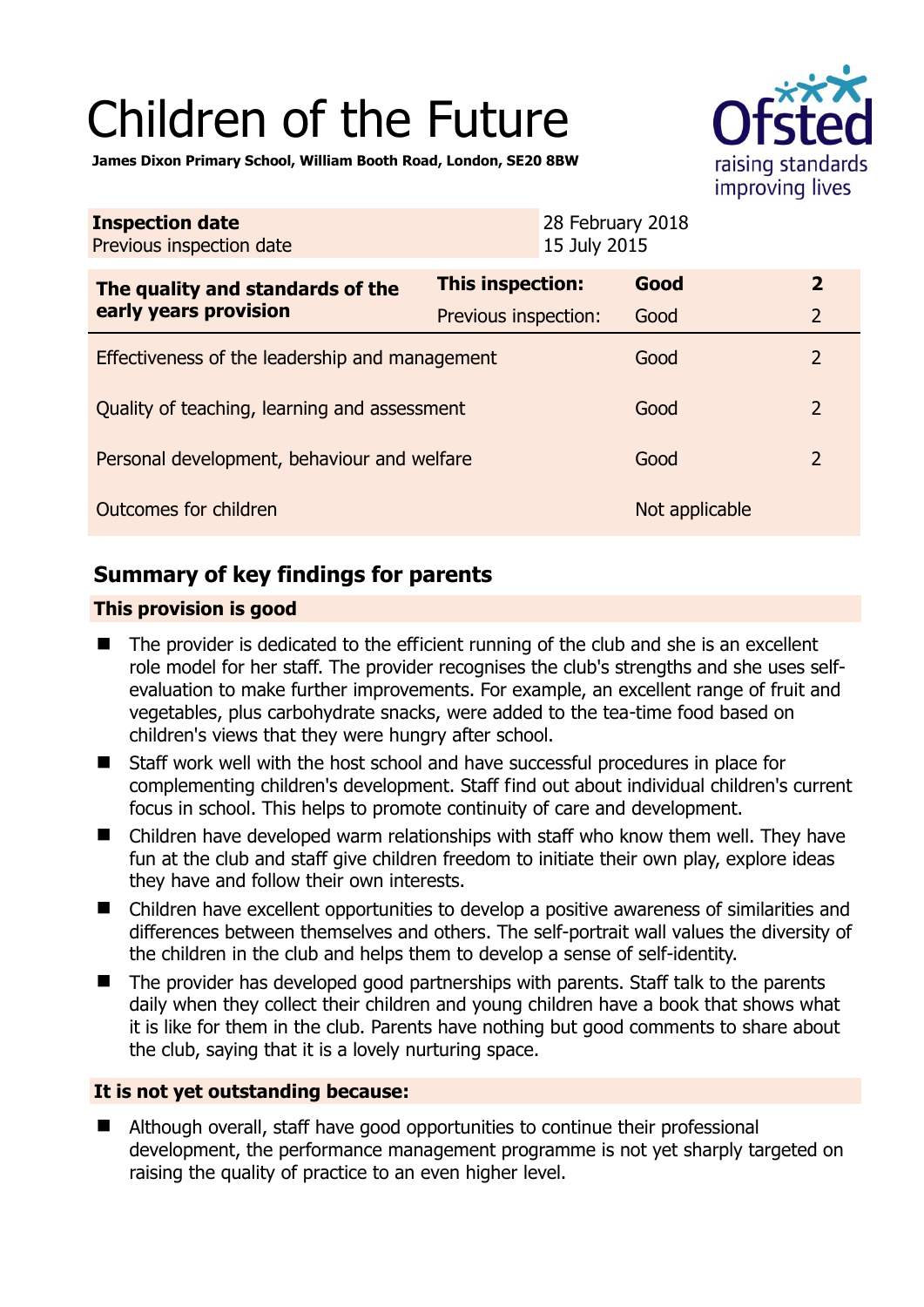# Children of the Future

**James Dixon Primary School, William Booth Road, London, SE20 8BW**

| **Inspection date** | 28 February 2018 |
|---|---|
| Previous inspection date | 15 July 2015 |

| **The quality and standards of the early years provision** | **This inspection:** | **Good** | **2** |
|---|---|---|---|
| | Previous inspection: | Good | 2 |
| Effectiveness of the leadership and management | | Good | 2 |
| Quality of teaching, learning and assessment | | Good | 2 |
| Personal development, behaviour and welfare | | Good | 2 |
| Outcomes for children | | Not applicable | |

## Summary of key findings for parents

### This provision is good

- The provider is dedicated to the efficient running of the club and she is an excellent role model for her staff. The provider recognises the club's strengths and she uses self-evaluation to make further improvements. For example, an excellent range of fruit and vegetables, plus carbohydrate snacks, were added to the tea-time food based on children's views that they were hungry after school.
- Staff work well with the host school and have successful procedures in place for complementing children's development. Staff find out about individual children's current focus in school. This helps to promote continuity of care and development.
- Children have developed warm relationships with staff who know them well. They have fun at the club and staff give children freedom to initiate their own play, explore ideas they have and follow their own interests.
- Children have excellent opportunities to develop a positive awareness of similarities and differences between themselves and others. The self-portrait wall values the diversity of the children in the club and helps them to develop a sense of self-identity.
- The provider has developed good partnerships with parents. Staff talk to the parents daily when they collect their children and young children have a book that shows what it is like for them in the club. Parents have nothing but good comments to share about the club, saying that it is a lovely nurturing space.

### It is not yet outstanding because:

- Although overall, staff have good opportunities to continue their professional development, the performance management programme is not yet sharply targeted on raising the quality of practice to an even higher level.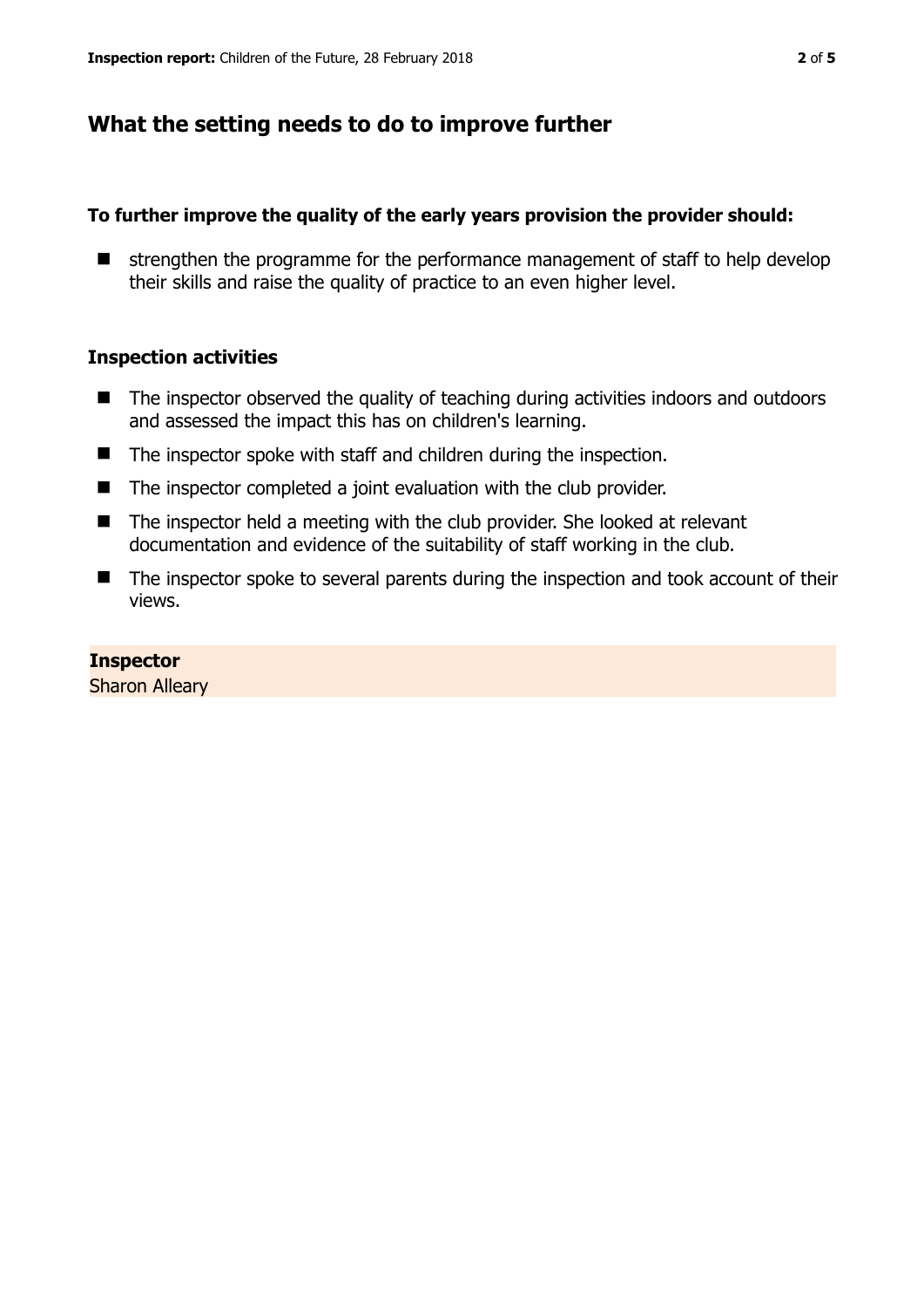## What the setting needs to do to improve further

**To further improve the quality of the early years provision the provider should:**

- strengthen the programme for the performance management of staff to help develop their skills and raise the quality of practice to an even higher level.

### Inspection activities

- The inspector observed the quality of teaching during activities indoors and outdoors and assessed the impact this has on children's learning.
- The inspector spoke with staff and children during the inspection.
- The inspector completed a joint evaluation with the club provider.
- The inspector held a meeting with the club provider. She looked at relevant documentation and evidence of the suitability of staff working in the club.
- The inspector spoke to several parents during the inspection and took account of their views.

**Inspector**
Sharon Alleary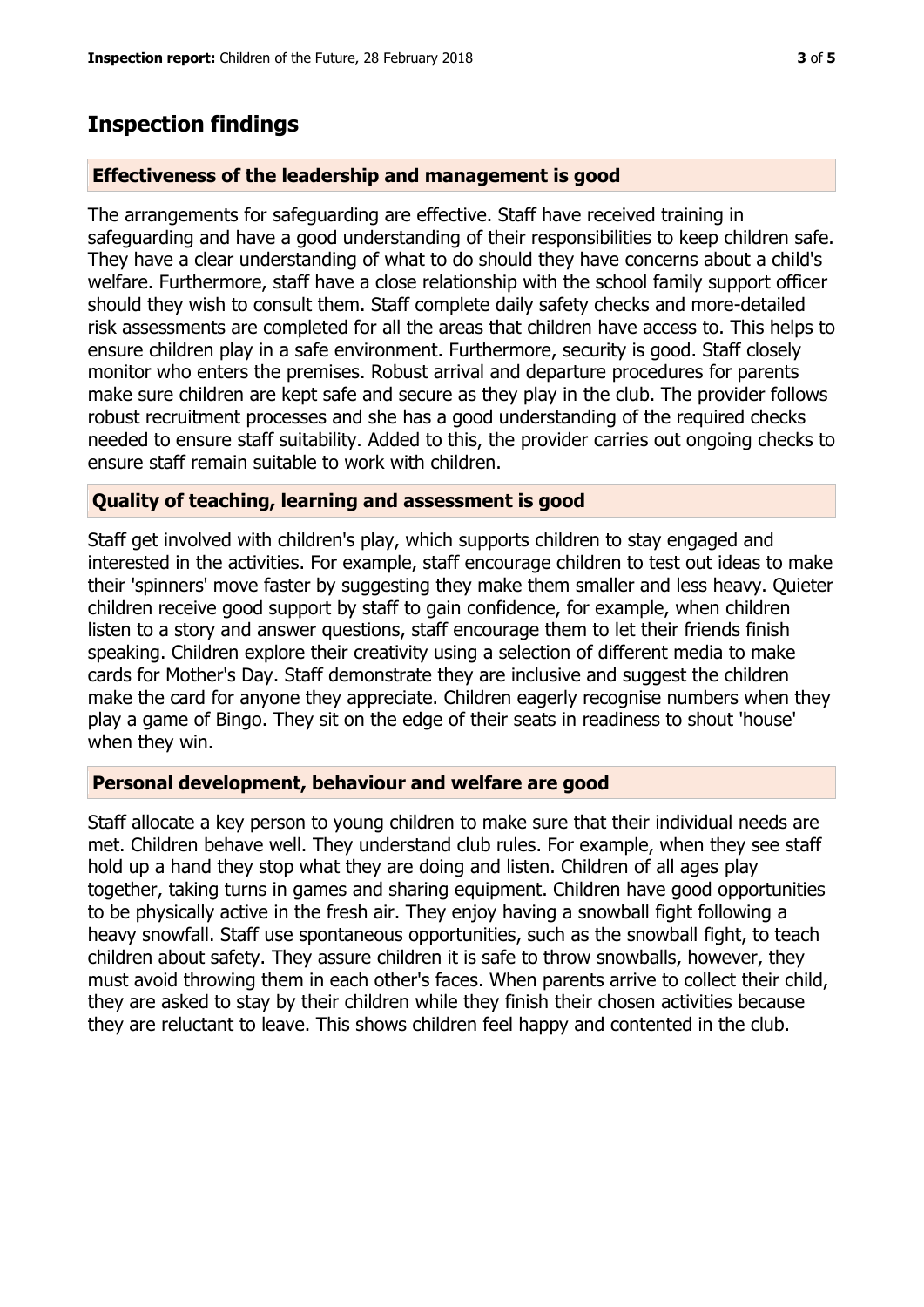## Inspection findings

### Effectiveness of the leadership and management is good

The arrangements for safeguarding are effective. Staff have received training in safeguarding and have a good understanding of their responsibilities to keep children safe. They have a clear understanding of what to do should they have concerns about a child's welfare. Furthermore, staff have a close relationship with the school family support officer should they wish to consult them. Staff complete daily safety checks and more-detailed risk assessments are completed for all the areas that children have access to. This helps to ensure children play in a safe environment. Furthermore, security is good. Staff closely monitor who enters the premises. Robust arrival and departure procedures for parents make sure children are kept safe and secure as they play in the club. The provider follows robust recruitment processes and she has a good understanding of the required checks needed to ensure staff suitability. Added to this, the provider carries out ongoing checks to ensure staff remain suitable to work with children.

### Quality of teaching, learning and assessment is good

Staff get involved with children's play, which supports children to stay engaged and interested in the activities. For example, staff encourage children to test out ideas to make their 'spinners' move faster by suggesting they make them smaller and less heavy. Quieter children receive good support by staff to gain confidence, for example, when children listen to a story and answer questions, staff encourage them to let their friends finish speaking. Children explore their creativity using a selection of different media to make cards for Mother's Day. Staff demonstrate they are inclusive and suggest the children make the card for anyone they appreciate. Children eagerly recognise numbers when they play a game of Bingo. They sit on the edge of their seats in readiness to shout 'house' when they win.

### Personal development, behaviour and welfare are good

Staff allocate a key person to young children to make sure that their individual needs are met. Children behave well. They understand club rules. For example, when they see staff hold up a hand they stop what they are doing and listen. Children of all ages play together, taking turns in games and sharing equipment. Children have good opportunities to be physically active in the fresh air. They enjoy having a snowball fight following a heavy snowfall. Staff use spontaneous opportunities, such as the snowball fight, to teach children about safety. They assure children it is safe to throw snowballs, however, they must avoid throwing them in each other's faces. When parents arrive to collect their child, they are asked to stay by their children while they finish their chosen activities because they are reluctant to leave. This shows children feel happy and contented in the club.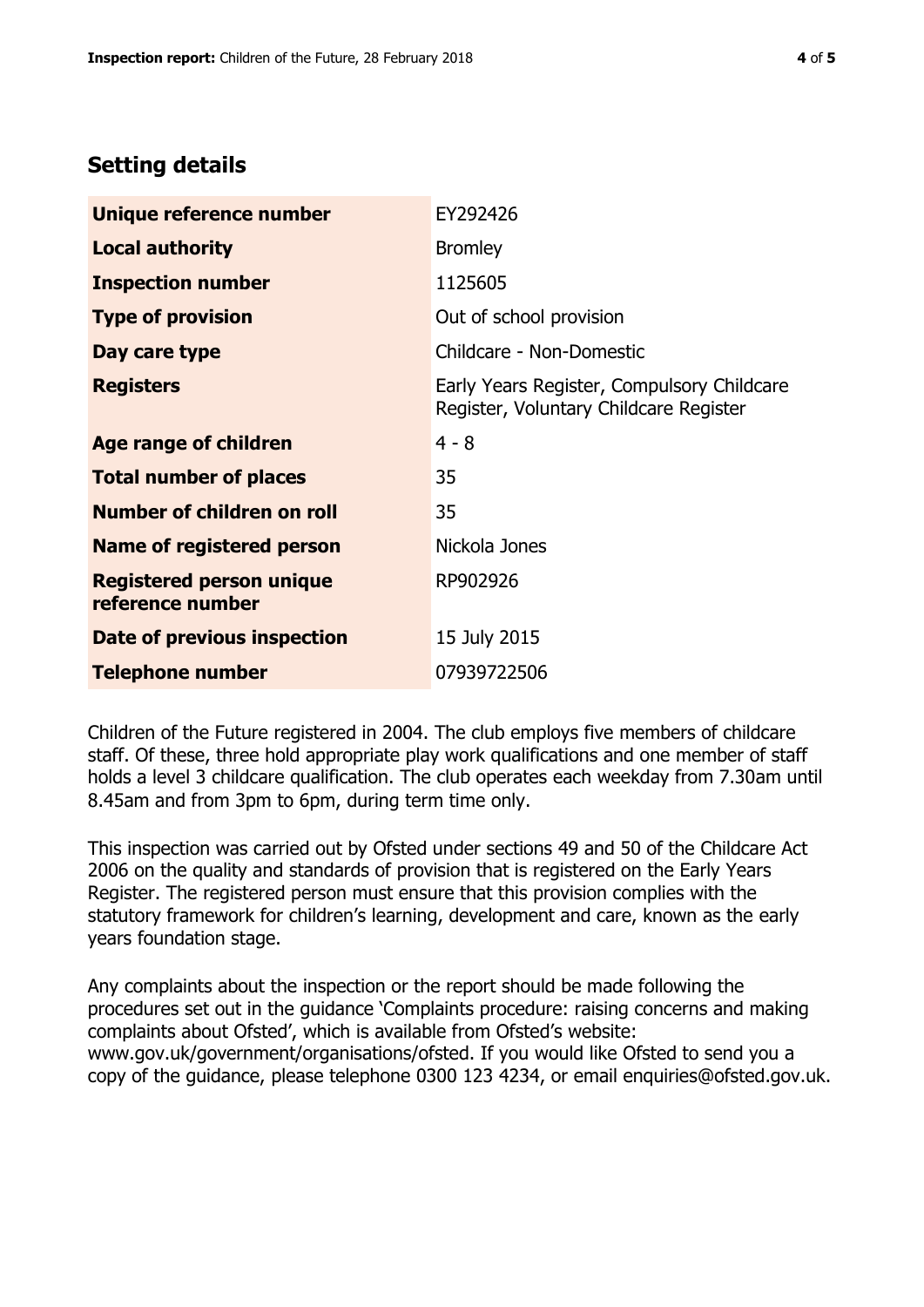## Setting details

| | |
|---|---|
| **Unique reference number** | EY292426 |
| **Local authority** | Bromley |
| **Inspection number** | 1125605 |
| **Type of provision** | Out of school provision |
| **Day care type** | Childcare - Non-Domestic |
| **Registers** | Early Years Register, Compulsory Childcare Register, Voluntary Childcare Register |
| **Age range of children** | 4 - 8 |
| **Total number of places** | 35 |
| **Number of children on roll** | 35 |
| **Name of registered person** | Nickola Jones |
| **Registered person unique reference number** | RP902926 |
| **Date of previous inspection** | 15 July 2015 |
| **Telephone number** | 07939722506 |

Children of the Future registered in 2004. The club employs five members of childcare staff. Of these, three hold appropriate play work qualifications and one member of staff holds a level 3 childcare qualification. The club operates each weekday from 7.30am until 8.45am and from 3pm to 6pm, during term time only.

This inspection was carried out by Ofsted under sections 49 and 50 of the Childcare Act 2006 on the quality and standards of provision that is registered on the Early Years Register. The registered person must ensure that this provision complies with the statutory framework for children's learning, development and care, known as the early years foundation stage.

Any complaints about the inspection or the report should be made following the procedures set out in the guidance 'Complaints procedure: raising concerns and making complaints about Ofsted', which is available from Ofsted's website: www.gov.uk/government/organisations/ofsted. If you would like Ofsted to send you a copy of the guidance, please telephone 0300 123 4234, or email enquiries@ofsted.gov.uk.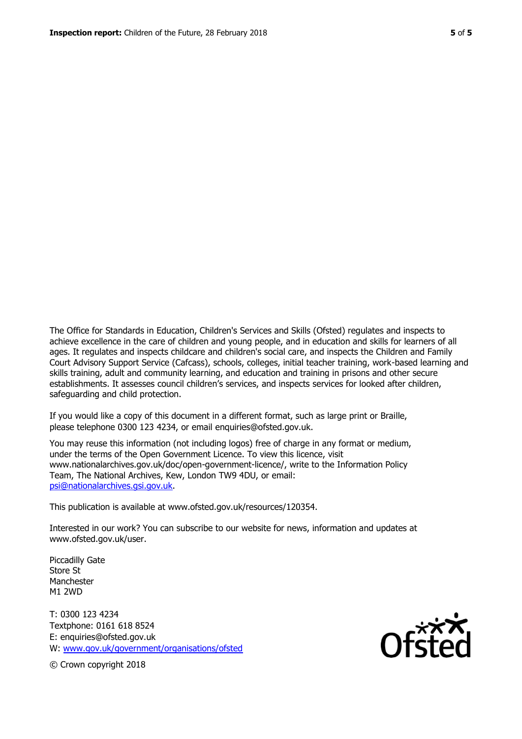The Office for Standards in Education, Children's Services and Skills (Ofsted) regulates and inspects to achieve excellence in the care of children and young people, and in education and skills for learners of all ages. It regulates and inspects childcare and children's social care, and inspects the Children and Family Court Advisory Support Service (Cafcass), schools, colleges, initial teacher training, work-based learning and skills training, adult and community learning, and education and training in prisons and other secure establishments. It assesses council children's services, and inspects services for looked after children, safeguarding and child protection.

If you would like a copy of this document in a different format, such as large print or Braille, please telephone 0300 123 4234, or email enquiries@ofsted.gov.uk.

You may reuse this information (not including logos) free of charge in any format or medium, under the terms of the Open Government Licence. To view this licence, visit www.nationalarchives.gov.uk/doc/open-government-licence/, write to the Information Policy Team, The National Archives, Kew, London TW9 4DU, or email: psi@nationalarchives.gsi.gov.uk.

This publication is available at www.ofsted.gov.uk/resources/120354.

Interested in our work? You can subscribe to our website for news, information and updates at www.ofsted.gov.uk/user.

Piccadilly Gate
Store St
Manchester
M1 2WD

T: 0300 123 4234
Textphone: 0161 618 8524
E: enquiries@ofsted.gov.uk
W: www.gov.uk/government/organisations/ofsted

© Crown copyright 2018